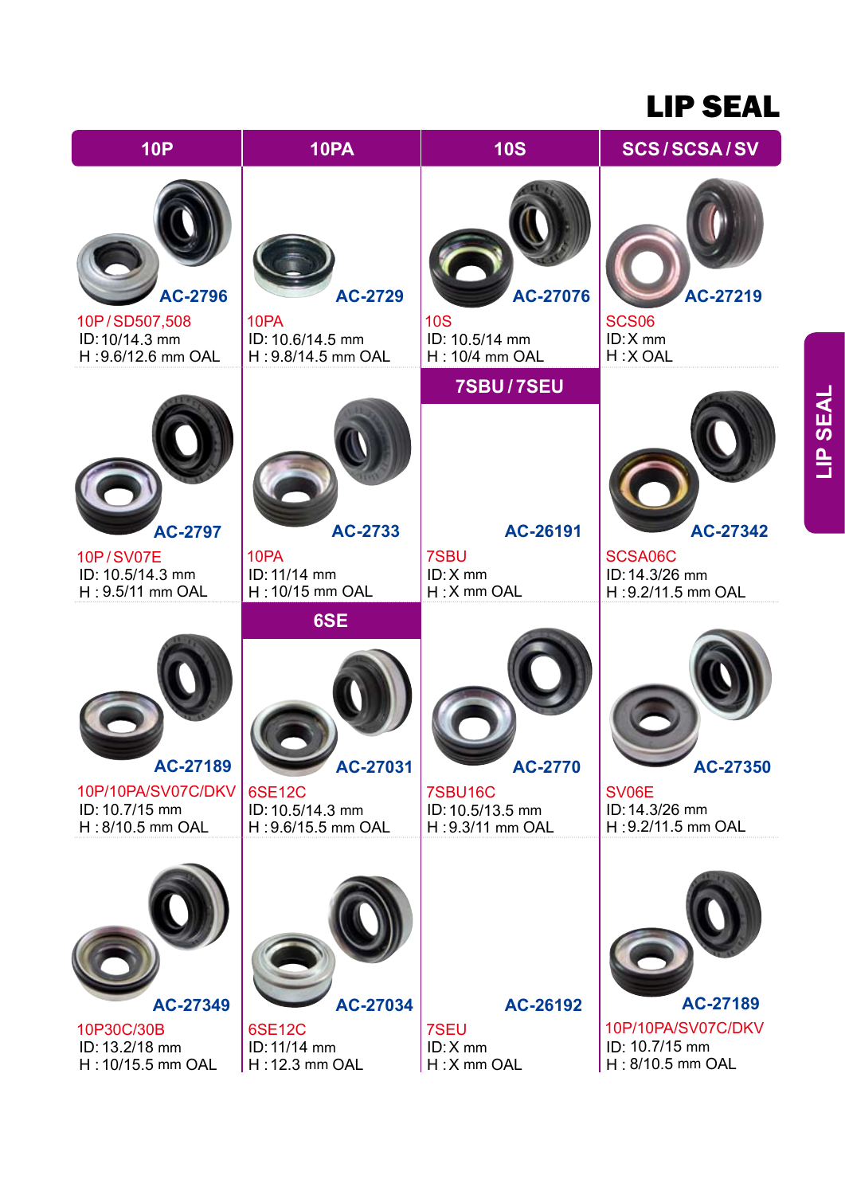# LIP SEAL

| 10P | 10PA | 10S | SCS / SCSA / SV |
|---|---|---|---|
| AC-2796<br>10P / SD507,508<br>ID: 10/14.3 mm<br>H : 9.6/12.6 mm OAL | AC-2729<br>10PA<br>ID: 10.6/14.5 mm<br>H : 9.8/14.5 mm OAL | AC-27076<br>10S<br>ID: 10.5/14 mm<br>H : 10/4 mm OAL | AC-27219<br>SCS06<br>ID: X mm<br>H : X OAL |
| | | **7SBU / 7SEU** | |
| AC-2797<br>10P / SV07E<br>ID: 10.5/14.3 mm<br>H : 9.5/11 mm OAL | AC-2733<br>10PA<br>ID: 11/14 mm<br>H : 10/15 mm OAL | AC-26191<br>7SBU<br>ID: X mm<br>H : X mm OAL | AC-27342<br>SCSA06C<br>ID: 14.3/26 mm<br>H : 9.2/11.5 mm OAL |
| | **6SE** | | |
| AC-27189<br>10P/10PA/SV07C/DKV<br>ID: 10.7/15 mm<br>H : 8/10.5 mm OAL | AC-27031<br>6SE12C<br>ID: 10.5/14.3 mm<br>H : 9.6/15.5 mm OAL | AC-2770<br>7SBU16C<br>ID: 10.5/13.5 mm<br>H : 9.3/11 mm OAL | AC-27350<br>SV06E<br>ID: 14.3/26 mm<br>H : 9.2/11.5 mm OAL |
| AC-27349<br>10P30C/30B<br>ID: 13.2/18 mm<br>H : 10/15.5 mm OAL | AC-27034<br>6SE12C<br>ID: 11/14 mm<br>H : 12.3 mm OAL | AC-26192<br>7SEU<br>ID: X mm<br>H : X mm OAL | AC-27189<br>10P/10PA/SV07C/DKV<br>ID: 10.7/15 mm<br>H : 8/10.5 mm OAL |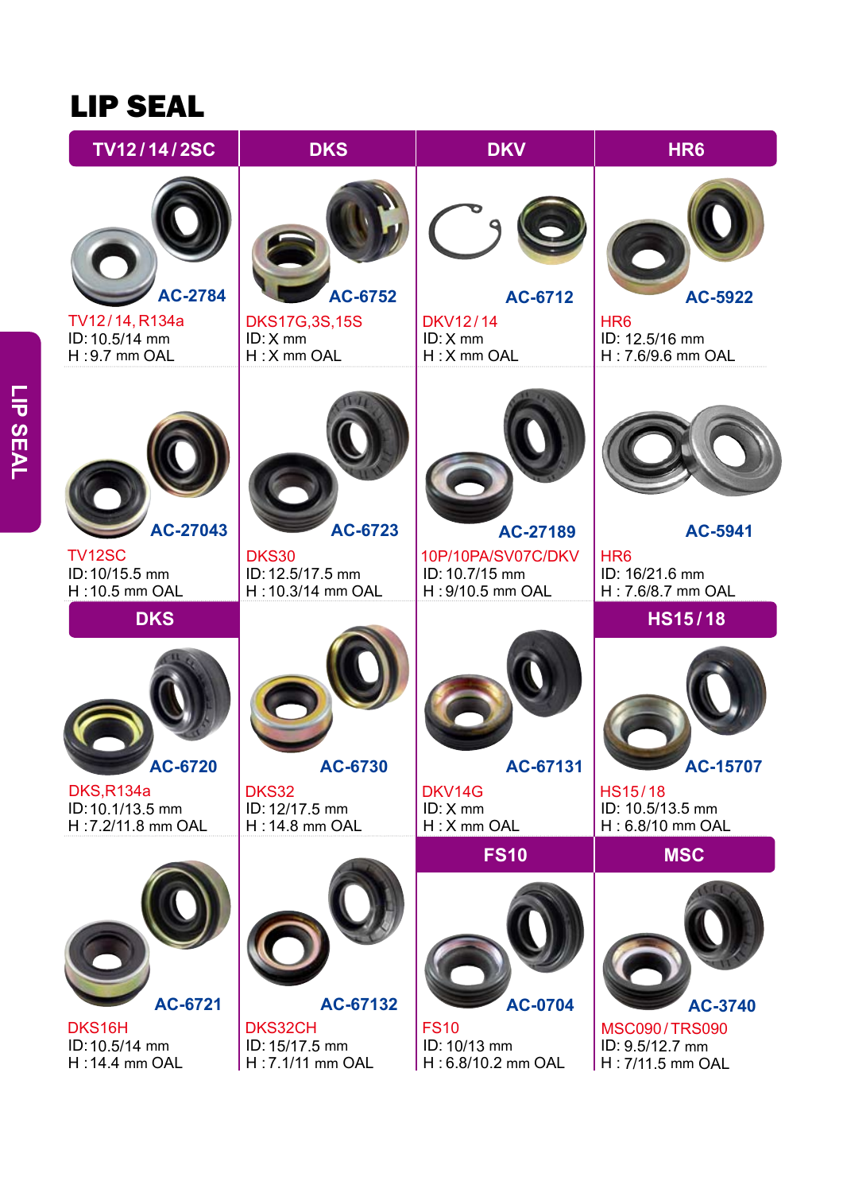# LIP SEAL

## TV12 / 14 / 2SC

**AC-2784**
TV12 / 14, R134a
ID: 10.5/14 mm
H : 9.7 mm OAL

**AC-27043**
TV12SC
ID: 10/15.5 mm
H : 10.5 mm OAL

## DKS

**AC-6752**
DKS17G,3S,15S
ID: X mm
H : X mm OAL

**AC-6723**
DKS30
ID: 12.5/17.5 mm
H : 10.3/14 mm OAL

## DKV

**AC-6712**
DKV12 / 14
ID: X mm
H : X mm OAL

**AC-27189**
10P/10PA/SV07C/DKV
ID: 10.7/15 mm
H : 9/10.5 mm OAL

## HR6

**AC-5922**
HR6
ID: 12.5/16 mm
H : 7.6/9.6 mm OAL

**AC-5941**
HR6
ID: 16/21.6 mm
H : 7.6/8.7 mm OAL

## DKS

**AC-6720**
DKS,R134a
ID: 10.1/13.5 mm
H : 7.2/11.8 mm OAL

**AC-6730**
DKS32
ID: 12/17.5 mm
H : 14.8 mm OAL

**AC-67131**
DKV14G
ID: X mm
H : X mm OAL

**AC-6721**
DKS16H
ID: 10.5/14 mm
H : 14.4 mm OAL

**AC-67132**
DKS32CH
ID: 15/17.5 mm
H : 7.1/11 mm OAL

## HS15 / 18

**AC-15707**
HS15 / 18
ID: 10.5/13.5 mm
H : 6.8/10 mm OAL

## FS10

**AC-0704**
FS10
ID: 10/13 mm
H : 6.8/10.2 mm OAL

## MSC

**AC-3740**
MSC090 / TRS090
ID: 9.5/12.7 mm
H : 7/11.5 mm OAL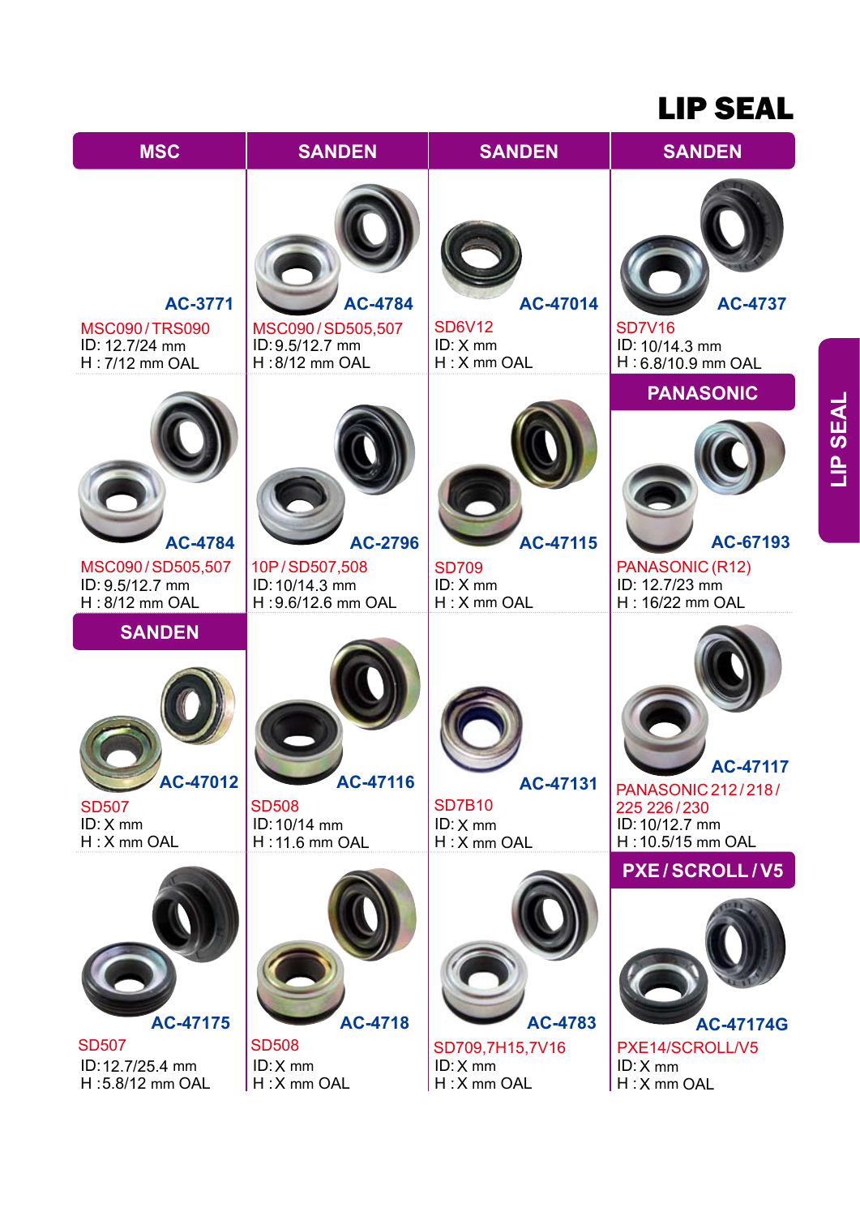# LIP SEAL

## MSC

**AC-3771**
MSC090 / TRS090
ID: 12.7/24 mm
H : 7/12 mm OAL

**AC-4784**
MSC090 / SD505,507
ID: 9.5/12.7 mm
H : 8/12 mm OAL

## SANDEN

**AC-4784**
MSC090 / SD505,507
ID: 9.5/12.7 mm
H : 8/12 mm OAL

**AC-2796**
10P / SD507,508
ID: 10/14.3 mm
H : 9.6/12.6 mm OAL

**AC-47012**
SD507
ID: X mm
H : X mm OAL

**AC-47116**
SD508
ID: 10/14 mm
H : 11.6 mm OAL

**AC-47175**
SD507
ID: 12.7/25.4 mm
H : 5.8/12 mm OAL

**AC-4718**
SD508
ID: X mm
H : X mm OAL

## SANDEN

**AC-47014**
SD6V12
ID: X mm
H : X mm OAL

**AC-47115**
SD709
ID: X mm
H : X mm OAL

**AC-47131**
SD7B10
ID: X mm
H : X mm OAL

**AC-4783**
SD709,7H15,7V16
ID: X mm
H : X mm OAL

## SANDEN

**AC-4737**
SD7V16
ID: 10/14.3 mm
H : 6.8/10.9 mm OAL

## PANASONIC

**AC-67193**
PANASONIC (R12)
ID: 12.7/23 mm
H : 16/22 mm OAL

**AC-47117**
PANASONIC 212 / 218 / 225 226 / 230
ID: 10/12.7 mm
H : 10.5/15 mm OAL

## PXE / SCROLL / V5

**AC-47174G**
PXE14/SCROLL/V5
ID: X mm
H : X mm OAL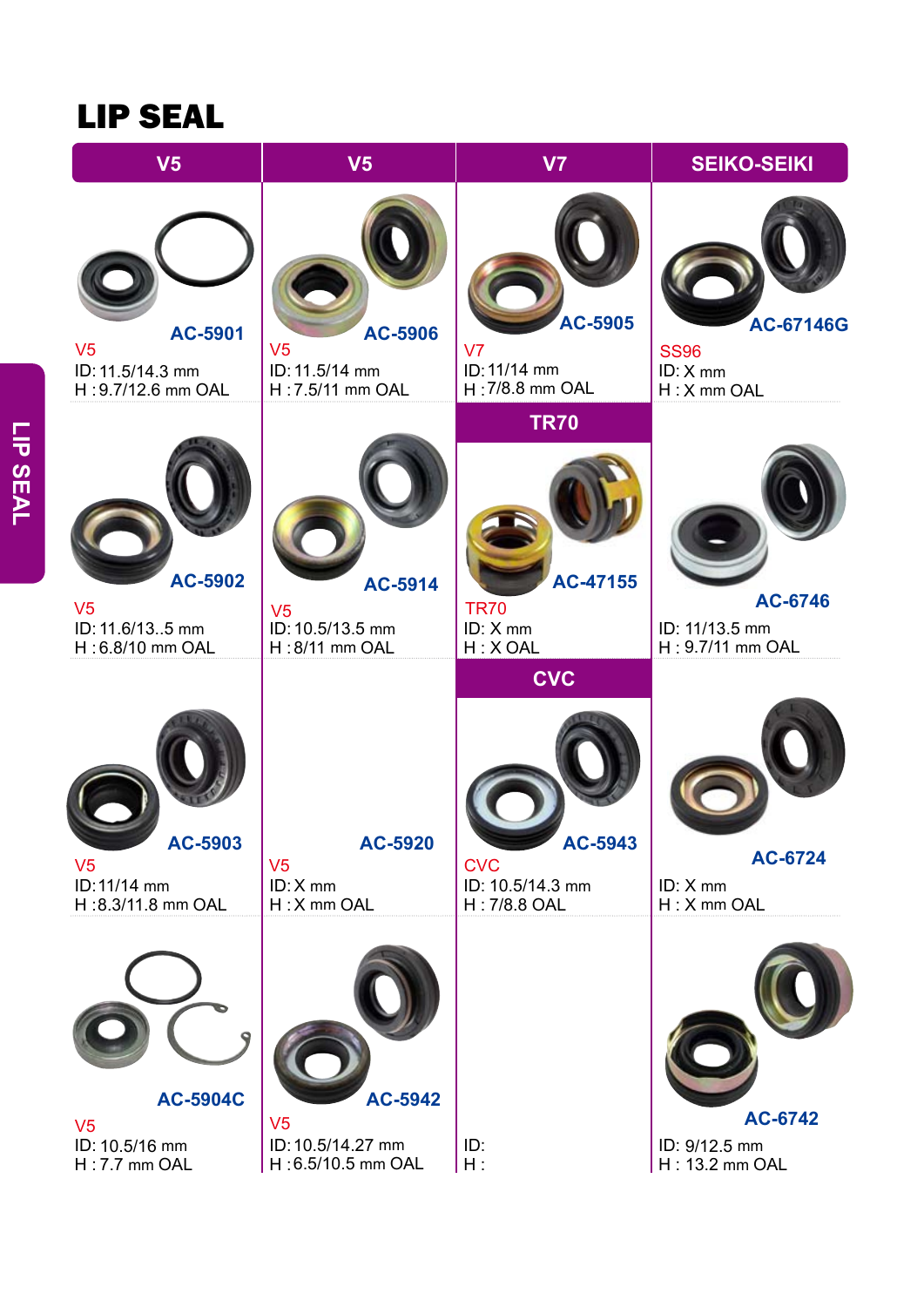# LIP SEAL

| V5 | V5 | V7 | SEIKO-SEIKI |
| --- | --- | --- | --- |
| **AC-5901**<br>V5<br>ID: 11.5/14.3 mm<br>H : 9.7/12.6 mm OAL | **AC-5906**<br>V5<br>ID: 11.5/14 mm<br>H : 7.5/11 mm OAL | **AC-5905**<br>V7<br>ID: 11/14 mm<br>H : 7/8.8 mm OAL | **AC-67146G**<br>SS96<br>ID: X mm<br>H : X mm OAL |
| **AC-5902**<br>V5<br>ID: 11.6/13..5 mm<br>H : 6.8/10 mm OAL | **AC-5914**<br>V5<br>ID: 10.5/13.5 mm<br>H : 8/11 mm OAL | **TR70**<br>**AC-47155**<br>TR70<br>ID: X mm<br>H : X OAL | **AC-6746**<br>ID: 11/13.5 mm<br>H : 9.7/11 mm OAL |
| **AC-5903**<br>V5<br>ID: 11/14 mm<br>H : 8.3/11.8 mm OAL | **AC-5920**<br>V5<br>ID: X mm<br>H : X mm OAL | **CVC**<br>**AC-5943**<br>CVC<br>ID: 10.5/14.3 mm<br>H : 7/8.8 OAL | **AC-6724**<br>ID: X mm<br>H : X mm OAL |
| **AC-5904C**<br>V5<br>ID: 10.5/16 mm<br>H : 7.7 mm OAL | **AC-5942**<br>V5<br>ID: 10.5/14.27 mm<br>H : 6.5/10.5 mm OAL | ID:<br>H : | **AC-6742**<br>ID: 9/12.5 mm<br>H : 13.2 mm OAL |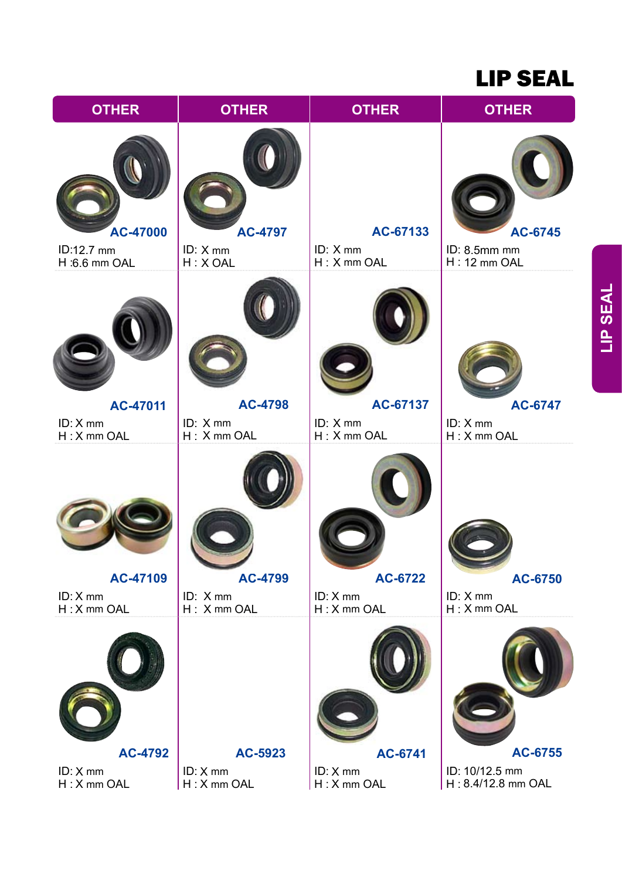# LIP SEAL

| OTHER | OTHER | OTHER | OTHER |
|---|---|---|---|
| **AC-47000**<br>ID:12.7 mm<br>H :6.6 mm OAL | **AC-4797**<br>ID: X mm<br>H : X OAL | **AC-67133**<br>ID: X mm<br>H : X mm OAL | **AC-6745**<br>ID: 8.5mm mm<br>H : 12 mm OAL |
| **AC-47011**<br>ID: X mm<br>H : X mm OAL | **AC-4798**<br>ID: X mm<br>H : X mm OAL | **AC-67137**<br>ID: X mm<br>H : X mm OAL | **AC-6747**<br>ID: X mm<br>H : X mm OAL |
| **AC-47109**<br>ID: X mm<br>H : X mm OAL | **AC-4799**<br>ID: X mm<br>H : X mm OAL | **AC-6722**<br>ID: X mm<br>H : X mm OAL | **AC-6750**<br>ID: X mm<br>H : X mm OAL |
| **AC-4792**<br>ID: X mm<br>H : X mm OAL | **AC-5923**<br>ID: X mm<br>H : X mm OAL | **AC-6741**<br>ID: X mm<br>H : X mm OAL | **AC-6755**<br>ID: 10/12.5 mm<br>H : 8.4/12.8 mm OAL |

LIP SEAL